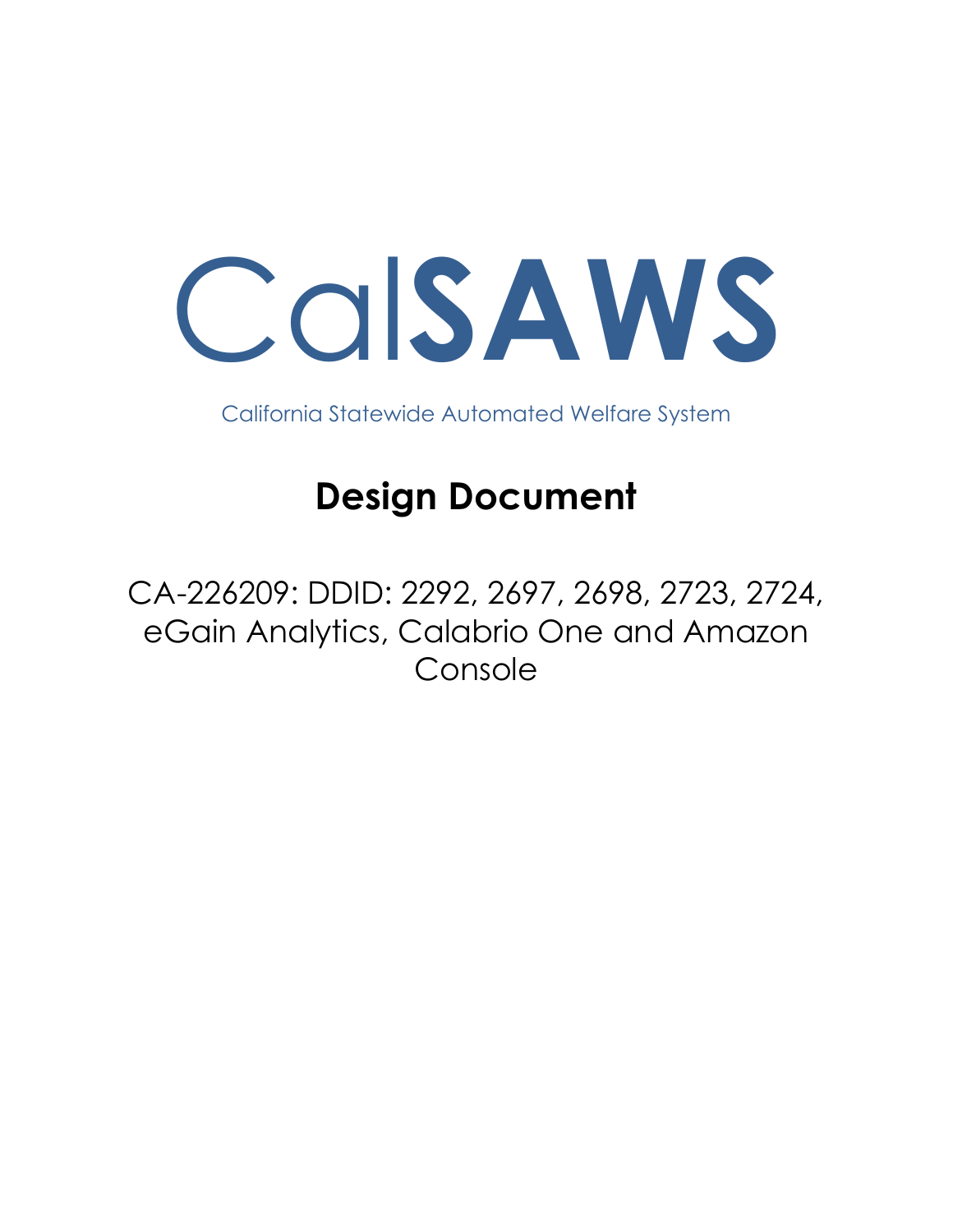# CalSAWS

California Statewide Automated Welfare System

## Design Document

CA-226209: DDID: 2292, 2697, 2698, 2723, 2724, eGain Analytics, Calabrio One and Amazon Console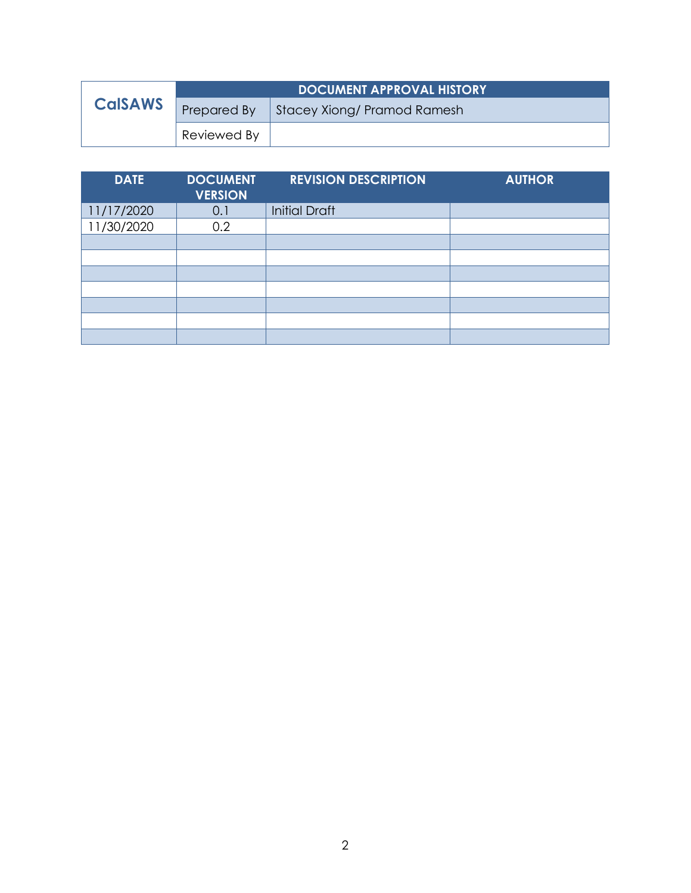| CalSAWS | DOCUMENT APPROVAL HISTORY | |
|---|---|---|
| | Prepared By | Stacey Xiong/ Pramod Ramesh |
| | Reviewed By | |

| DATE | DOCUMENT VERSION | REVISION DESCRIPTION | AUTHOR |
|---|---|---|---|
| 11/17/2020 | 0.1 | Initial Draft | |
| 11/30/2020 | 0.2 | | |
| | | | |
| | | | |
| | | | |
| | | | |
| | | | |
| | | | |
| | | | |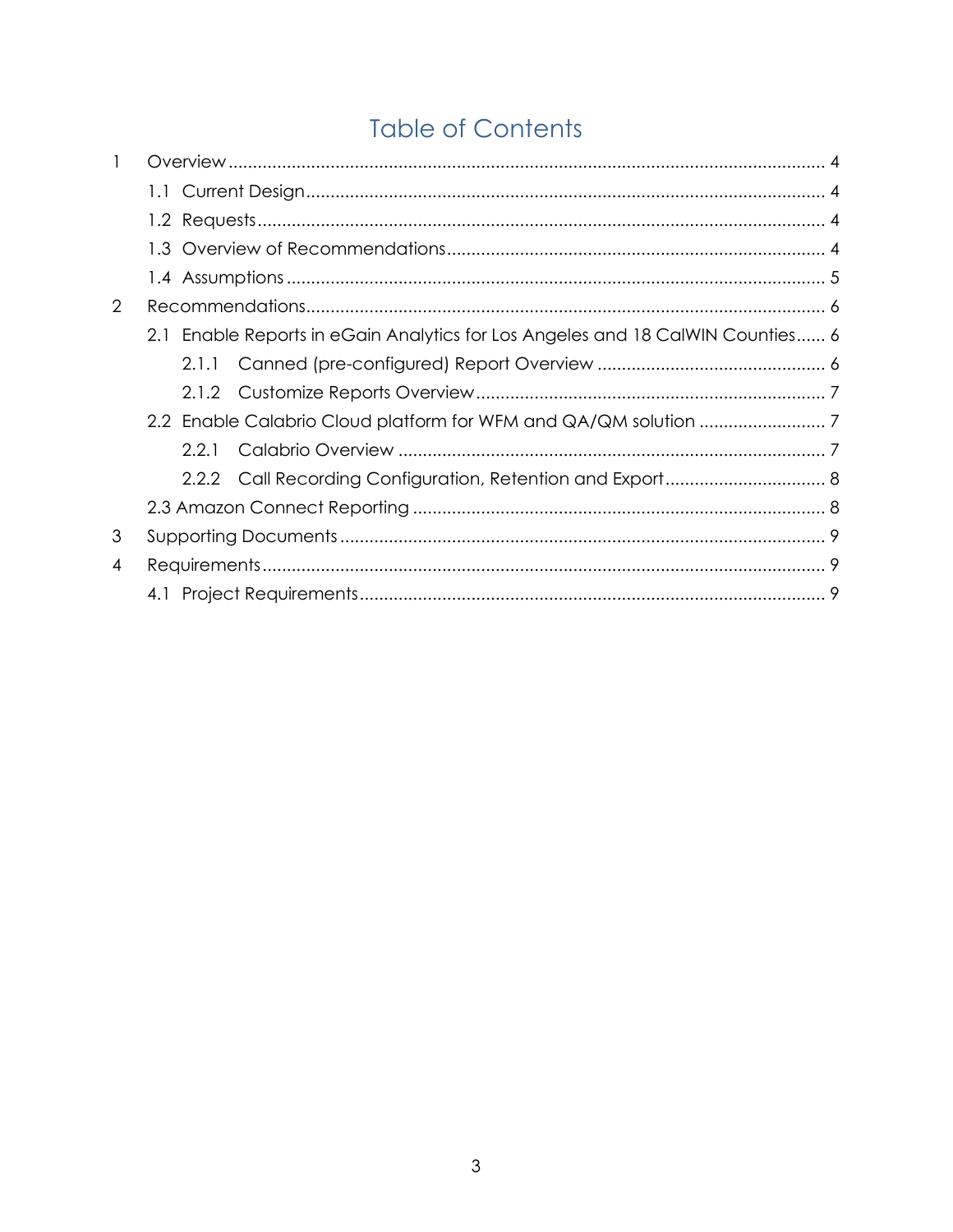# Table of Contents

- 1 Overview ........................................ 4
  - 1.1 Current Design ........................................ 4
  - 1.2 Requests ........................................ 4
  - 1.3 Overview of Recommendations ........................................ 4
  - 1.4 Assumptions ........................................ 5
- 2 Recommendations ........................................ 6
  - 2.1 Enable Reports in eGain Analytics for Los Angeles and 18 CalWIN Counties ...... 6
    - 2.1.1 Canned (pre-configured) Report Overview ........................................ 6
    - 2.1.2 Customize Reports Overview ........................................ 7
  - 2.2 Enable Calabrio Cloud platform for WFM and QA/QM solution ........................................ 7
    - 2.2.1 Calabrio Overview ........................................ 7
    - 2.2.2 Call Recording Configuration, Retention and Export ........................................ 8
  - 2.3 Amazon Connect Reporting ........................................ 8
- 3 Supporting Documents ........................................ 9
- 4 Requirements ........................................ 9
  - 4.1 Project Requirements ........................................ 9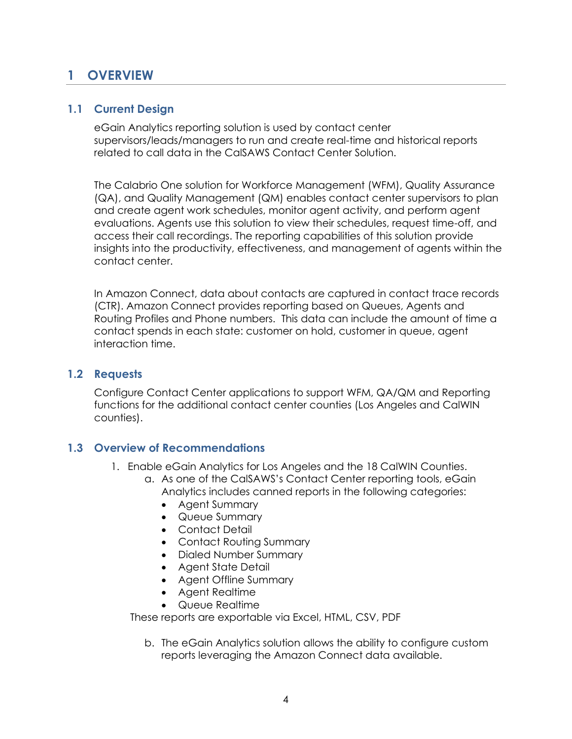# 1 OVERVIEW

## 1.1 Current Design

eGain Analytics reporting solution is used by contact center supervisors/leads/managers to run and create real-time and historical reports related to call data in the CalSAWS Contact Center Solution.

The Calabrio One solution for Workforce Management (WFM), Quality Assurance (QA), and Quality Management (QM) enables contact center supervisors to plan and create agent work schedules, monitor agent activity, and perform agent evaluations. Agents use this solution to view their schedules, request time-off, and access their call recordings. The reporting capabilities of this solution provide insights into the productivity, effectiveness, and management of agents within the contact center.

In Amazon Connect, data about contacts are captured in contact trace records (CTR). Amazon Connect provides reporting based on Queues, Agents and Routing Profiles and Phone numbers. This data can include the amount of time a contact spends in each state: customer on hold, customer in queue, agent interaction time.

## 1.2 Requests

Configure Contact Center applications to support WFM, QA/QM and Reporting functions for the additional contact center counties (Los Angeles and CalWIN counties).

## 1.3 Overview of Recommendations

1. Enable eGain Analytics for Los Angeles and the 18 CalWIN Counties.
   a. As one of the CalSAWS's Contact Center reporting tools, eGain Analytics includes canned reports in the following categories:
      - Agent Summary
      - Queue Summary
      - Contact Detail
      - Contact Routing Summary
      - Dialed Number Summary
      - Agent State Detail
      - Agent Offline Summary
      - Agent Realtime
      - Queue Realtime

   These reports are exportable via Excel, HTML, CSV, PDF

   b. The eGain Analytics solution allows the ability to configure custom reports leveraging the Amazon Connect data available.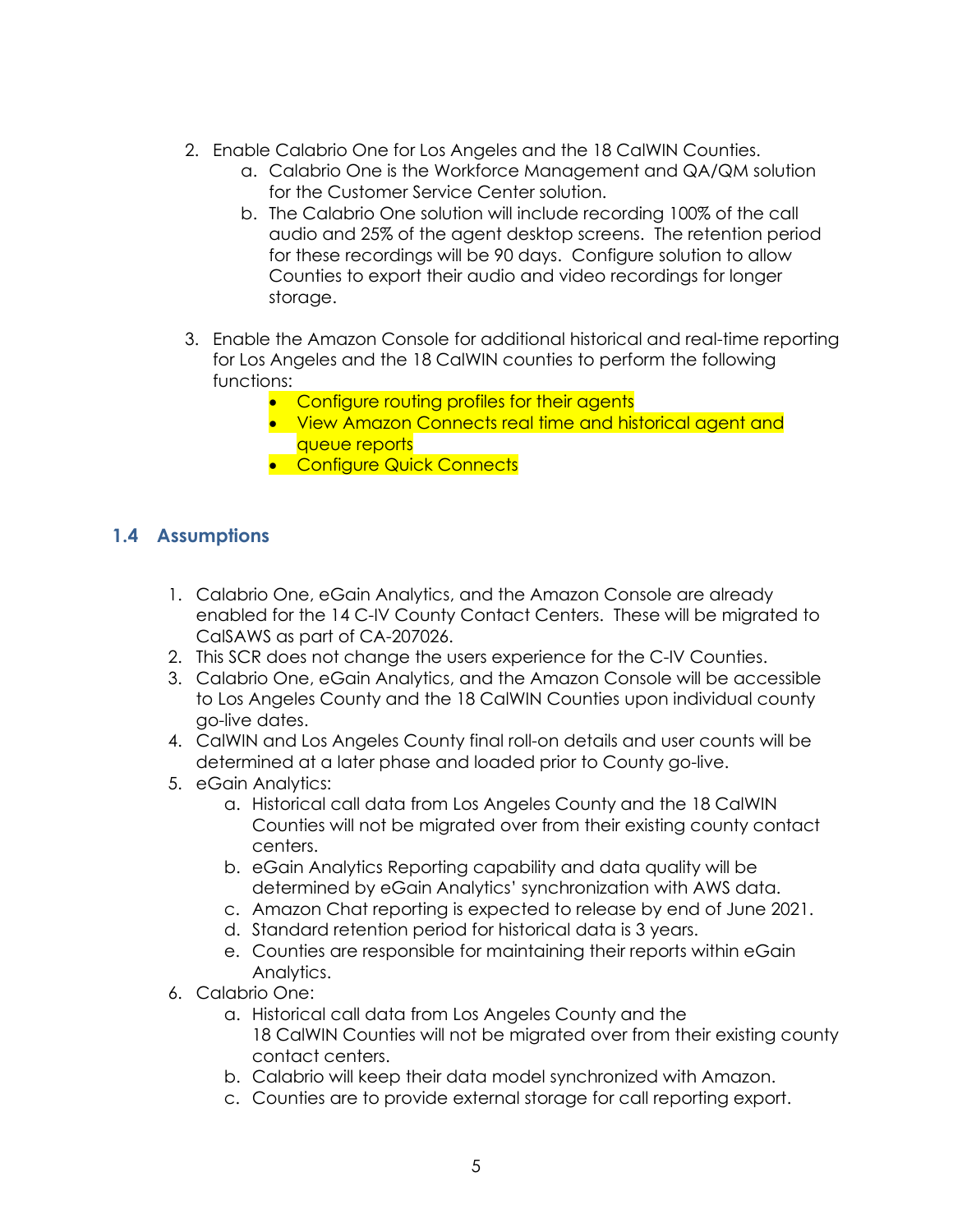2. Enable Calabrio One for Los Angeles and the 18 CalWIN Counties.
    a. Calabrio One is the Workforce Management and QA/QM solution for the Customer Service Center solution.
    b. The Calabrio One solution will include recording 100% of the call audio and 25% of the agent desktop screens. The retention period for these recordings will be 90 days. Configure solution to allow Counties to export their audio and video recordings for longer storage.

3. Enable the Amazon Console for additional historical and real-time reporting for Los Angeles and the 18 CalWIN counties to perform the following functions:
    - Configure routing profiles for their agents
    - View Amazon Connects real time and historical agent and queue reports
    - Configure Quick Connects

## 1.4 Assumptions

1. Calabrio One, eGain Analytics, and the Amazon Console are already enabled for the 14 C-IV County Contact Centers. These will be migrated to CalSAWS as part of CA-207026.
2. This SCR does not change the users experience for the C-IV Counties.
3. Calabrio One, eGain Analytics, and the Amazon Console will be accessible to Los Angeles County and the 18 CalWIN Counties upon individual county go-live dates.
4. CalWIN and Los Angeles County final roll-on details and user counts will be determined at a later phase and loaded prior to County go-live.
5. eGain Analytics:
    a. Historical call data from Los Angeles County and the 18 CalWIN Counties will not be migrated over from their existing county contact centers.
    b. eGain Analytics Reporting capability and data quality will be determined by eGain Analytics' synchronization with AWS data.
    c. Amazon Chat reporting is expected to release by end of June 2021.
    d. Standard retention period for historical data is 3 years.
    e. Counties are responsible for maintaining their reports within eGain Analytics.
6. Calabrio One:
    a. Historical call data from Los Angeles County and the 18 CalWIN Counties will not be migrated over from their existing county contact centers.
    b. Calabrio will keep their data model synchronized with Amazon.
    c. Counties are to provide external storage for call reporting export.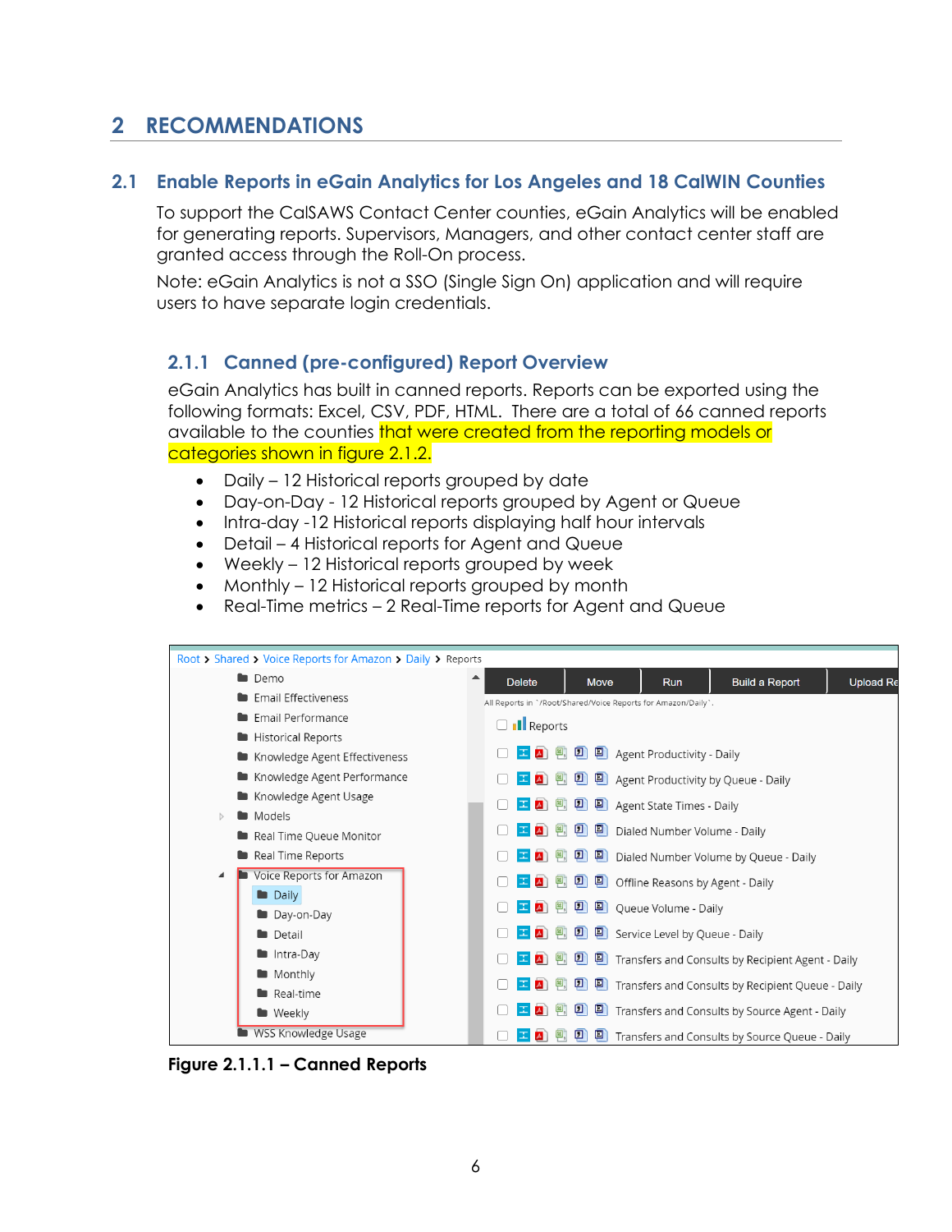# 2 RECOMMENDATIONS

## 2.1 Enable Reports in eGain Analytics for Los Angeles and 18 CalWIN Counties

To support the CalSAWS Contact Center counties, eGain Analytics will be enabled for generating reports. Supervisors, Managers, and other contact center staff are granted access through the Roll-On process.

Note: eGain Analytics is not a SSO (Single Sign On) application and will require users to have separate login credentials.

### 2.1.1 Canned (pre-configured) Report Overview

eGain Analytics has built in canned reports. Reports can be exported using the following formats: Excel, CSV, PDF, HTML. There are a total of 66 canned reports available to the counties that were created from the reporting models or categories shown in figure 2.1.2.

- Daily – 12 Historical reports grouped by date
- Day-on-Day - 12 Historical reports grouped by Agent or Queue
- Intra-day -12 Historical reports displaying half hour intervals
- Detail – 4 Historical reports for Agent and Queue
- Weekly – 12 Historical reports grouped by week
- Monthly – 12 Historical reports grouped by month
- Real-Time metrics – 2 Real-Time reports for Agent and Queue

Root > Shared > Voice Reports for Amazon > Daily > Reports

Demo
Email Effectiveness
Email Performance
Historical Reports
Knowledge Agent Effectiveness
Knowledge Agent Performance
Knowledge Agent Usage
Models
Real Time Queue Monitor
Real Time Reports
Voice Reports for Amazon
- Daily
- Day-on-Day
- Detail
- Intra-Day
- Monthly
- Real-time
- Weekly

WSS Knowledge Usage

Delete | Move | Run | Build a Report | Upload Re

All Reports in `/Root/Shared/Voice Reports for Amazon/Daily`.

Reports
- Agent Productivity - Daily
- Agent Productivity by Queue - Daily
- Agent State Times - Daily
- Dialed Number Volume - Daily
- Dialed Number Volume by Queue - Daily
- Offline Reasons by Agent - Daily
- Queue Volume - Daily
- Service Level by Queue - Daily
- Transfers and Consults by Recipient Agent - Daily
- Transfers and Consults by Recipient Queue - Daily
- Transfers and Consults by Source Agent - Daily
- Transfers and Consults by Source Queue - Daily

**Figure 2.1.1.1 – Canned Reports**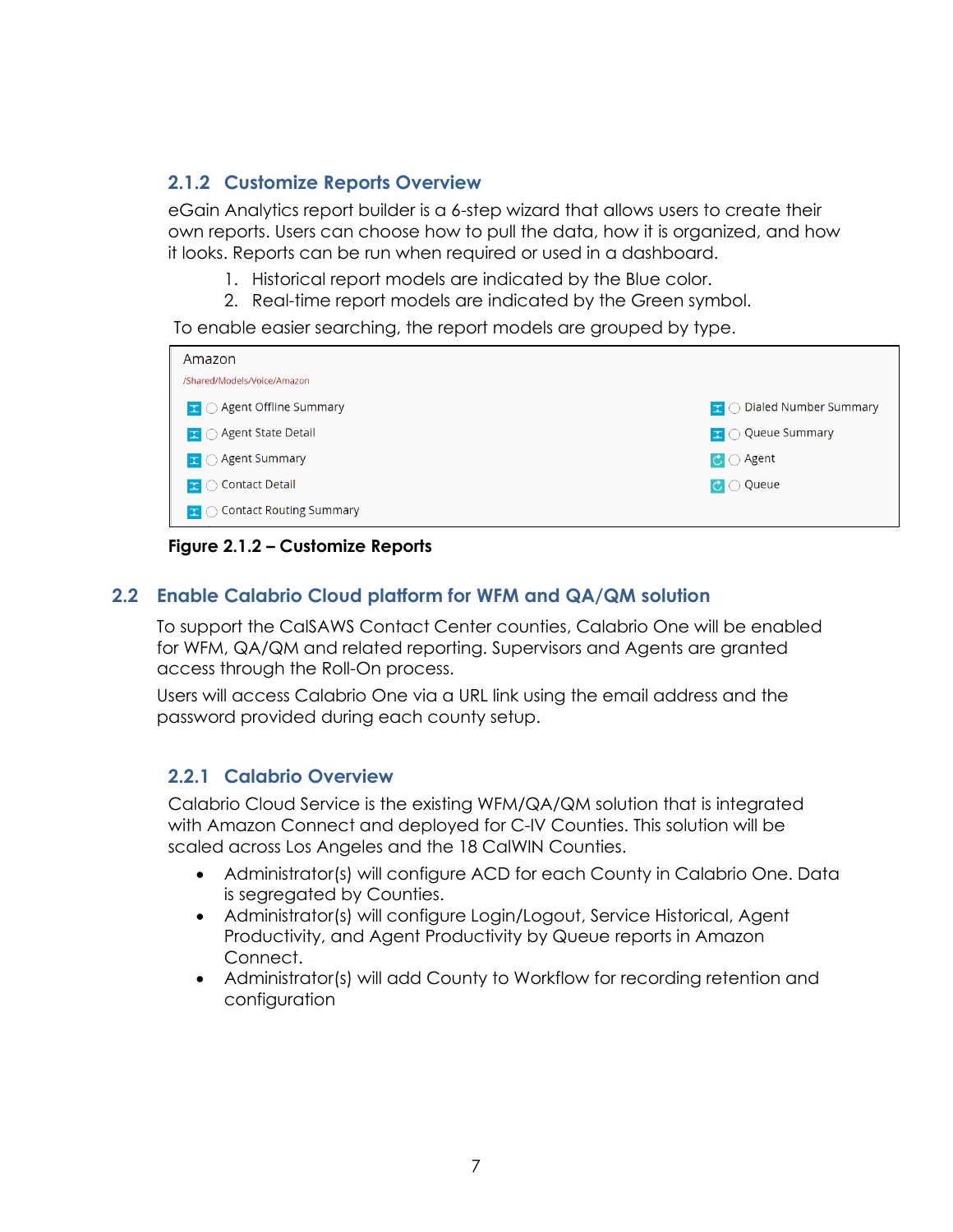### 2.1.2 Customize Reports Overview

eGain Analytics report builder is a 6-step wizard that allows users to create their own reports. Users can choose how to pull the data, how it is organized, and how it looks. Reports can be run when required or used in a dashboard.

1. Historical report models are indicated by the Blue color.
2. Real-time report models are indicated by the Green symbol.

To enable easier searching, the report models are grouped by type.

Amazon
/Shared/Models/Voice/Amazon

- Agent Offline Summary
- Agent State Detail
- Agent Summary
- Contact Detail
- Contact Routing Summary
- Dialed Number Summary
- Queue Summary
- Agent
- Queue

**Figure 2.1.2 – Customize Reports**

## 2.2 Enable Calabrio Cloud platform for WFM and QA/QM solution

To support the CalSAWS Contact Center counties, Calabrio One will be enabled for WFM, QA/QM and related reporting. Supervisors and Agents are granted access through the Roll-On process.

Users will access Calabrio One via a URL link using the email address and the password provided during each county setup.

### 2.2.1 Calabrio Overview

Calabrio Cloud Service is the existing WFM/QA/QM solution that is integrated with Amazon Connect and deployed for C-IV Counties. This solution will be scaled across Los Angeles and the 18 CalWIN Counties.

- Administrator(s) will configure ACD for each County in Calabrio One. Data is segregated by Counties.
- Administrator(s) will configure Login/Logout, Service Historical, Agent Productivity, and Agent Productivity by Queue reports in Amazon Connect.
- Administrator(s) will add County to Workflow for recording retention and configuration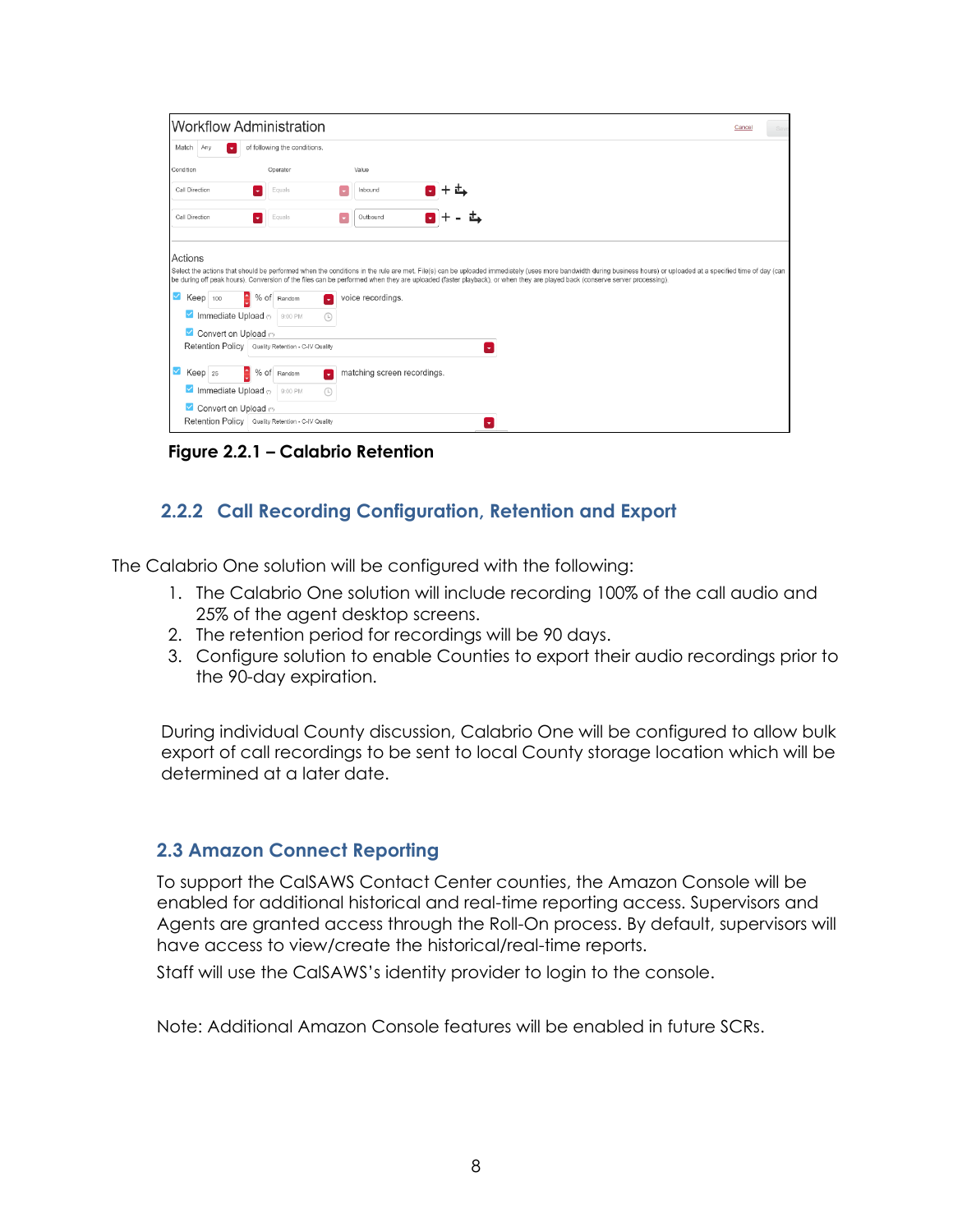Workflow Administration

Cancel

Match Any of following the conditions.

| Condition | Operator | Value |
| --- | --- | --- |
| Call Direction | Equals | Inbound |
| Call Direction | Equals | Outbound |

Actions

Select the actions that should be performed when the conditions in the rule are met. File(s) can be uploaded immediately (uses more bandwidth during business hours) or uploaded at a specified time of day (can be during off peak hours). Conversion of the files can be performed when they are uploaded (faster playback), or when they are played back (conserve server processing).

- Keep 100 % of Random voice recordings.
  - Immediate Upload 9:00 PM
  - Convert on Upload
  - Retention Policy Quality Retention - C-IV Quality
- Keep 25 % of Random matching screen recordings.
  - Immediate Upload 9:00 PM
  - Convert on Upload
  - Retention Policy Quality Retention - C-IV Quality

**Figure 2.2.1 – Calabrio Retention**

### 2.2.2 Call Recording Configuration, Retention and Export

The Calabrio One solution will be configured with the following:

1. The Calabrio One solution will include recording 100% of the call audio and 25% of the agent desktop screens.
2. The retention period for recordings will be 90 days.
3. Configure solution to enable Counties to export their audio recordings prior to the 90-day expiration.

During individual County discussion, Calabrio One will be configured to allow bulk export of call recordings to be sent to local County storage location which will be determined at a later date.

## 2.3 Amazon Connect Reporting

To support the CalSAWS Contact Center counties, the Amazon Console will be enabled for additional historical and real-time reporting access. Supervisors and Agents are granted access through the Roll-On process. By default, supervisors will have access to view/create the historical/real-time reports.

Staff will use the CalSAWS's identity provider to login to the console.

Note: Additional Amazon Console features will be enabled in future SCRs.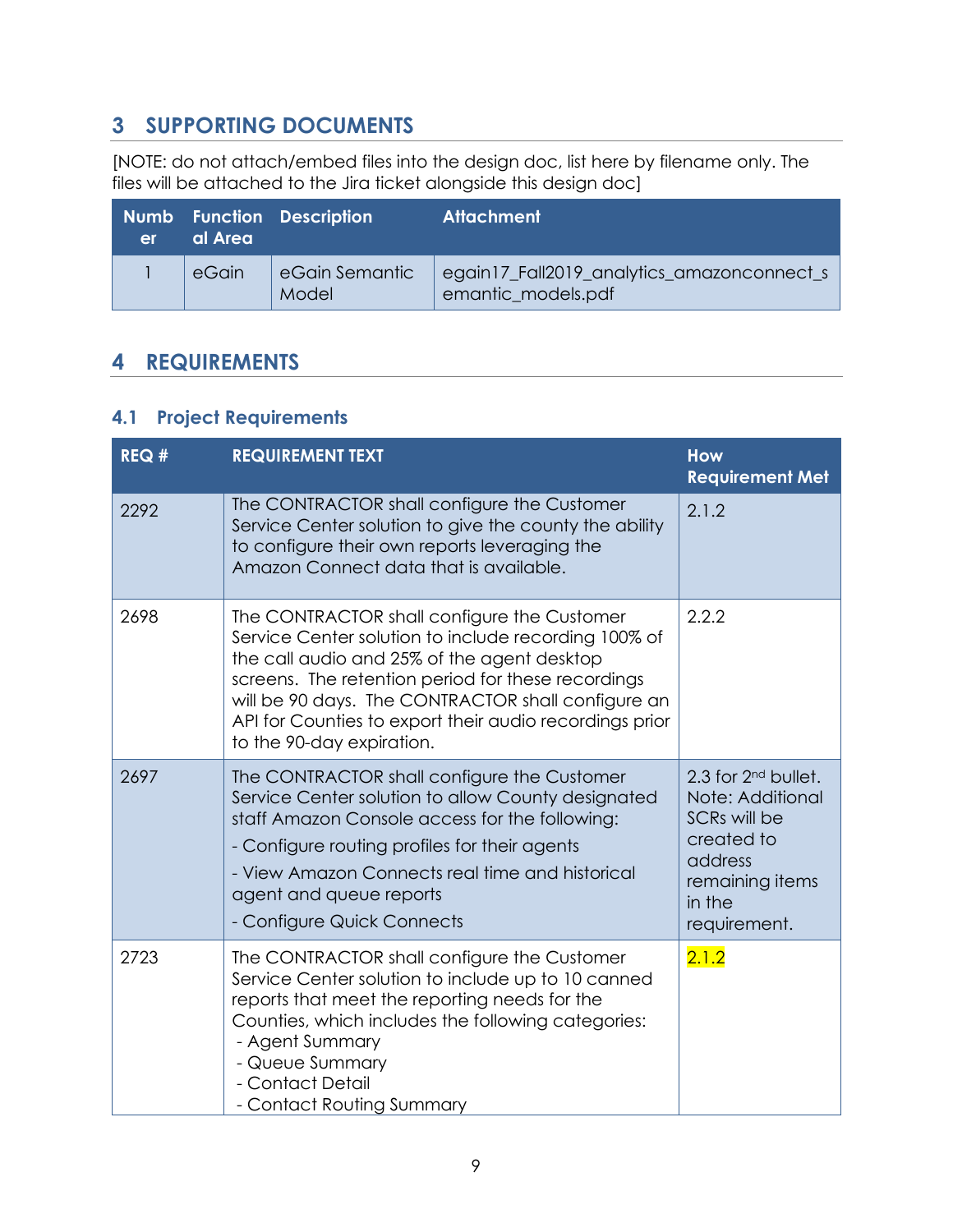# 3 SUPPORTING DOCUMENTS

[NOTE: do not attach/embed files into the design doc, list here by filename only. The files will be attached to the Jira ticket alongside this design doc]

| Number | Functional Area | Description | Attachment |
|---|---|---|---|
| 1 | eGain | eGain Semantic Model | egain17_Fall2019_analytics_amazonconnect_semantic_models.pdf |

# 4 REQUIREMENTS

## 4.1 Project Requirements

| REQ # | REQUIREMENT TEXT | How Requirement Met |
|---|---|---|
| 2292 | The CONTRACTOR shall configure the Customer Service Center solution to give the county the ability to configure their own reports leveraging the Amazon Connect data that is available. | 2.1.2 |
| 2698 | The CONTRACTOR shall configure the Customer Service Center solution to include recording 100% of the call audio and 25% of the agent desktop screens. The retention period for these recordings will be 90 days. The CONTRACTOR shall configure an API for Counties to export their audio recordings prior to the 90-day expiration. | 2.2.2 |
| 2697 | The CONTRACTOR shall configure the Customer Service Center solution to allow County designated staff Amazon Console access for the following:<br>- Configure routing profiles for their agents<br>- View Amazon Connects real time and historical agent and queue reports<br>- Configure Quick Connects | 2.3 for 2nd bullet. Note: Additional SCRs will be created to address remaining items in the requirement. |
| 2723 | The CONTRACTOR shall configure the Customer Service Center solution to include up to 10 canned reports that meet the reporting needs for the Counties, which includes the following categories:<br>- Agent Summary<br>- Queue Summary<br>- Contact Detail<br>- Contact Routing Summary | 2.1.2 |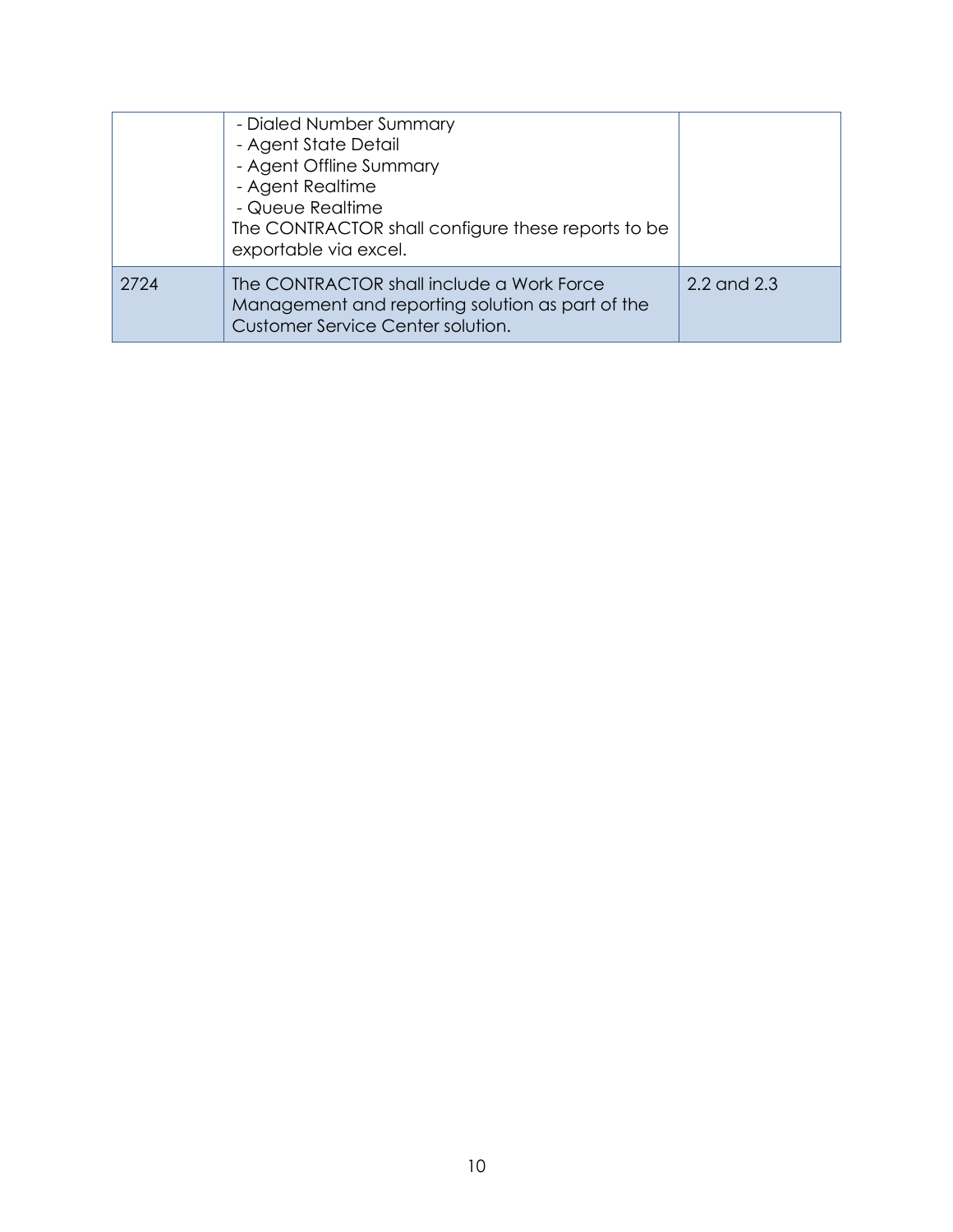| | | |
|---|---|---|
| | - Dialed Number Summary<br>- Agent State Detail<br>- Agent Offline Summary<br>- Agent Realtime<br>- Queue Realtime<br>The CONTRACTOR shall configure these reports to be exportable via excel. | |
| 2724 | The CONTRACTOR shall include a Work Force Management and reporting solution as part of the Customer Service Center solution. | 2.2 and 2.3 |